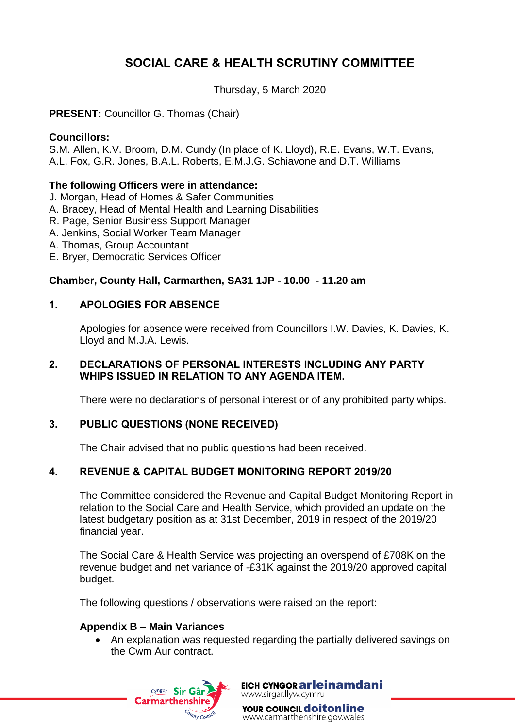# SOCIAL CARE & HEALTH SCRUTINY COMMITTEE

Thursday, 5 March 2020

**PRESENT:** Councillor G. Thomas (Chair)

**Councillors:**
S.M. Allen, K.V. Broom, D.M. Cundy (In place of K. Lloyd), R.E. Evans, W.T. Evans, A.L. Fox, G.R. Jones, B.A.L. Roberts, E.M.J.G. Schiavone and D.T. Williams

**The following Officers were in attendance:**
J. Morgan, Head of Homes & Safer Communities
A. Bracey, Head of Mental Health and Learning Disabilities
R. Page, Senior Business Support Manager
A. Jenkins, Social Worker Team Manager
A. Thomas, Group Accountant
E. Bryer, Democratic Services Officer

**Chamber, County Hall, Carmarthen, SA31 1JP - 10.00 - 11.20 am**

## 1. APOLOGIES FOR ABSENCE

Apologies for absence were received from Councillors I.W. Davies, K. Davies, K. Lloyd and M.J.A. Lewis.

## 2. DECLARATIONS OF PERSONAL INTERESTS INCLUDING ANY PARTY WHIPS ISSUED IN RELATION TO ANY AGENDA ITEM.

There were no declarations of personal interest or of any prohibited party whips.

## 3. PUBLIC QUESTIONS (NONE RECEIVED)

The Chair advised that no public questions had been received.

## 4. REVENUE & CAPITAL BUDGET MONITORING REPORT 2019/20

The Committee considered the Revenue and Capital Budget Monitoring Report in relation to the Social Care and Health Service, which provided an update on the latest budgetary position as at 31st December, 2019 in respect of the 2019/20 financial year.

The Social Care & Health Service was projecting an overspend of £708K on the revenue budget and net variance of -£31K against the 2019/20 approved capital budget.

The following questions / observations were raised on the report:

**Appendix B – Main Variances**

- An explanation was requested regarding the partially delivered savings on the Cwm Aur contract.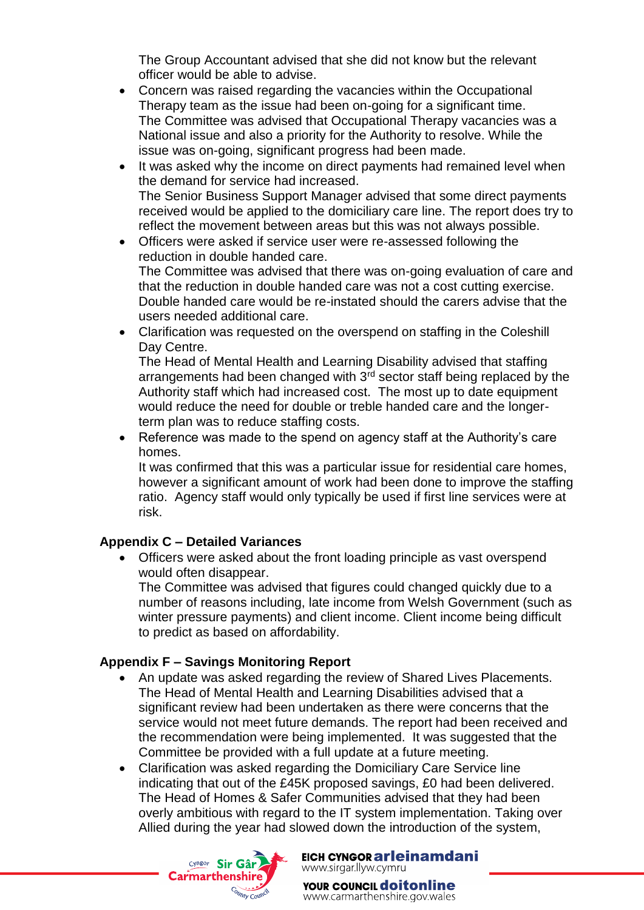The Group Accountant advised that she did not know but the relevant officer would be able to advise.

- Concern was raised regarding the vacancies within the Occupational Therapy team as the issue had been on-going for a significant time.
  The Committee was advised that Occupational Therapy vacancies was a National issue and also a priority for the Authority to resolve. While the issue was on-going, significant progress had been made.
- It was asked why the income on direct payments had remained level when the demand for service had increased.
  The Senior Business Support Manager advised that some direct payments received would be applied to the domiciliary care line. The report does try to reflect the movement between areas but this was not always possible.
- Officers were asked if service user were re-assessed following the reduction in double handed care.
  The Committee was advised that there was on-going evaluation of care and that the reduction in double handed care was not a cost cutting exercise. Double handed care would be re-instated should the carers advise that the users needed additional care.
- Clarification was requested on the overspend on staffing in the Coleshill Day Centre.
  The Head of Mental Health and Learning Disability advised that staffing arrangements had been changed with 3rd sector staff being replaced by the Authority staff which had increased cost. The most up to date equipment would reduce the need for double or treble handed care and the longer-term plan was to reduce staffing costs.
- Reference was made to the spend on agency staff at the Authority's care homes.
  It was confirmed that this was a particular issue for residential care homes, however a significant amount of work had been done to improve the staffing ratio. Agency staff would only typically be used if first line services were at risk.

**Appendix C – Detailed Variances**

- Officers were asked about the front loading principle as vast overspend would often disappear.
  The Committee was advised that figures could changed quickly due to a number of reasons including, late income from Welsh Government (such as winter pressure payments) and client income. Client income being difficult to predict as based on affordability.

**Appendix F – Savings Monitoring Report**

- An update was asked regarding the review of Shared Lives Placements.
  The Head of Mental Health and Learning Disabilities advised that a significant review had been undertaken as there were concerns that the service would not meet future demands. The report had been received and the recommendation were being implemented. It was suggested that the Committee be provided with a full update at a future meeting.
- Clarification was asked regarding the Domiciliary Care Service line indicating that out of the £45K proposed savings, £0 had been delivered.
  The Head of Homes & Safer Communities advised that they had been overly ambitious with regard to the IT system implementation. Taking over Allied during the year had slowed down the introduction of the system,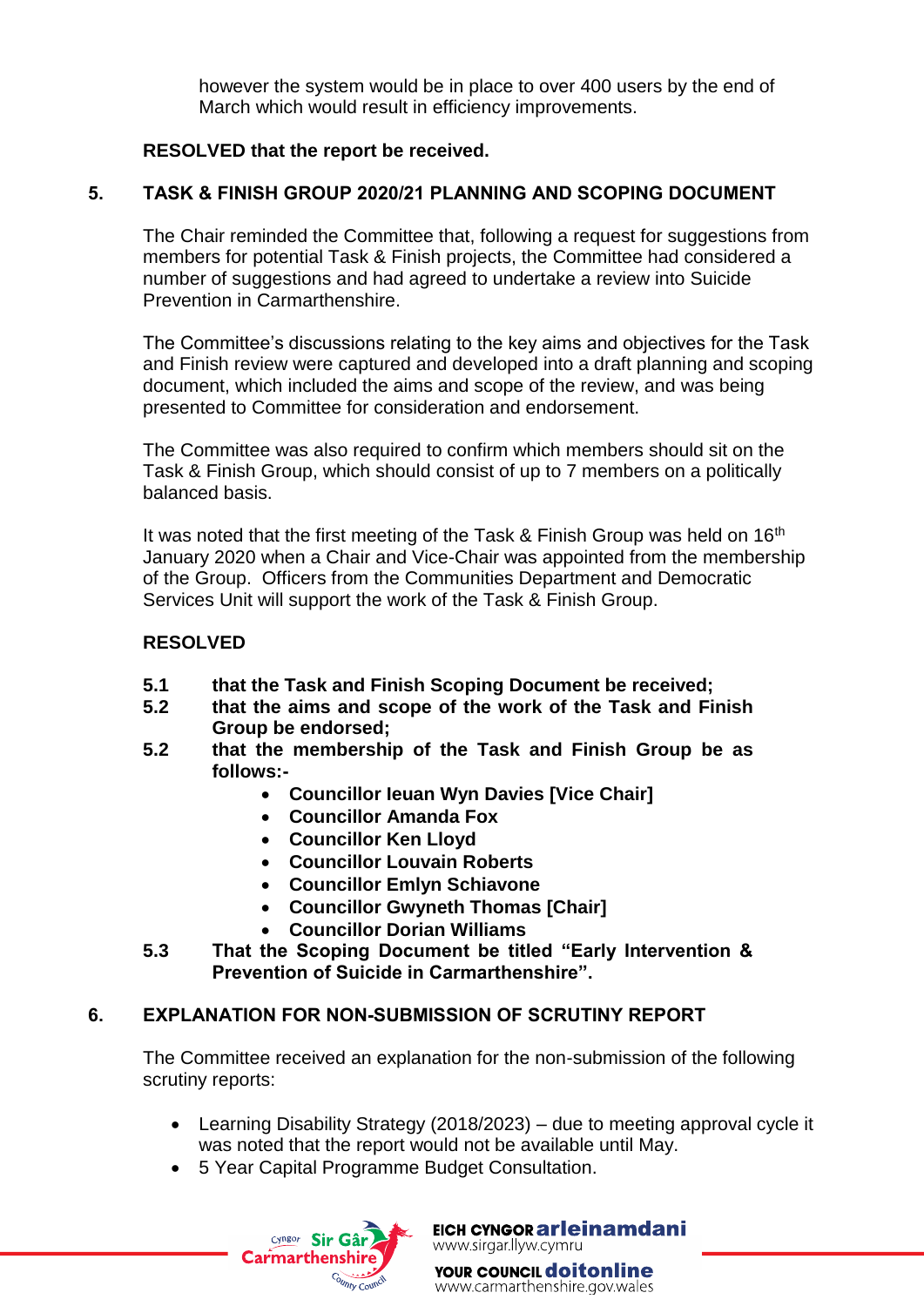however the system would be in place to over 400 users by the end of March which would result in efficiency improvements.

**RESOLVED that the report be received.**

## 5. TASK & FINISH GROUP 2020/21 PLANNING AND SCOPING DOCUMENT

The Chair reminded the Committee that, following a request for suggestions from members for potential Task & Finish projects, the Committee had considered a number of suggestions and had agreed to undertake a review into Suicide Prevention in Carmarthenshire.

The Committee's discussions relating to the key aims and objectives for the Task and Finish review were captured and developed into a draft planning and scoping document, which included the aims and scope of the review, and was being presented to Committee for consideration and endorsement.

The Committee was also required to confirm which members should sit on the Task & Finish Group, which should consist of up to 7 members on a politically balanced basis.

It was noted that the first meeting of the Task & Finish Group was held on 16th January 2020 when a Chair and Vice-Chair was appointed from the membership of the Group. Officers from the Communities Department and Democratic Services Unit will support the work of the Task & Finish Group.

**RESOLVED**

**5.1 that the Task and Finish Scoping Document be received;**

**5.2 that the aims and scope of the work of the Task and Finish Group be endorsed;**

**5.2 that the membership of the Task and Finish Group be as follows:-**

- **Councillor Ieuan Wyn Davies [Vice Chair]**
- **Councillor Amanda Fox**
- **Councillor Ken Lloyd**
- **Councillor Louvain Roberts**
- **Councillor Emlyn Schiavone**
- **Councillor Gwyneth Thomas [Chair]**
- **Councillor Dorian Williams**

**5.3 That the Scoping Document be titled "Early Intervention & Prevention of Suicide in Carmarthenshire".**

## 6. EXPLANATION FOR NON-SUBMISSION OF SCRUTINY REPORT

The Committee received an explanation for the non-submission of the following scrutiny reports:

- Learning Disability Strategy (2018/2023) – due to meeting approval cycle it was noted that the report would not be available until May.
- 5 Year Capital Programme Budget Consultation.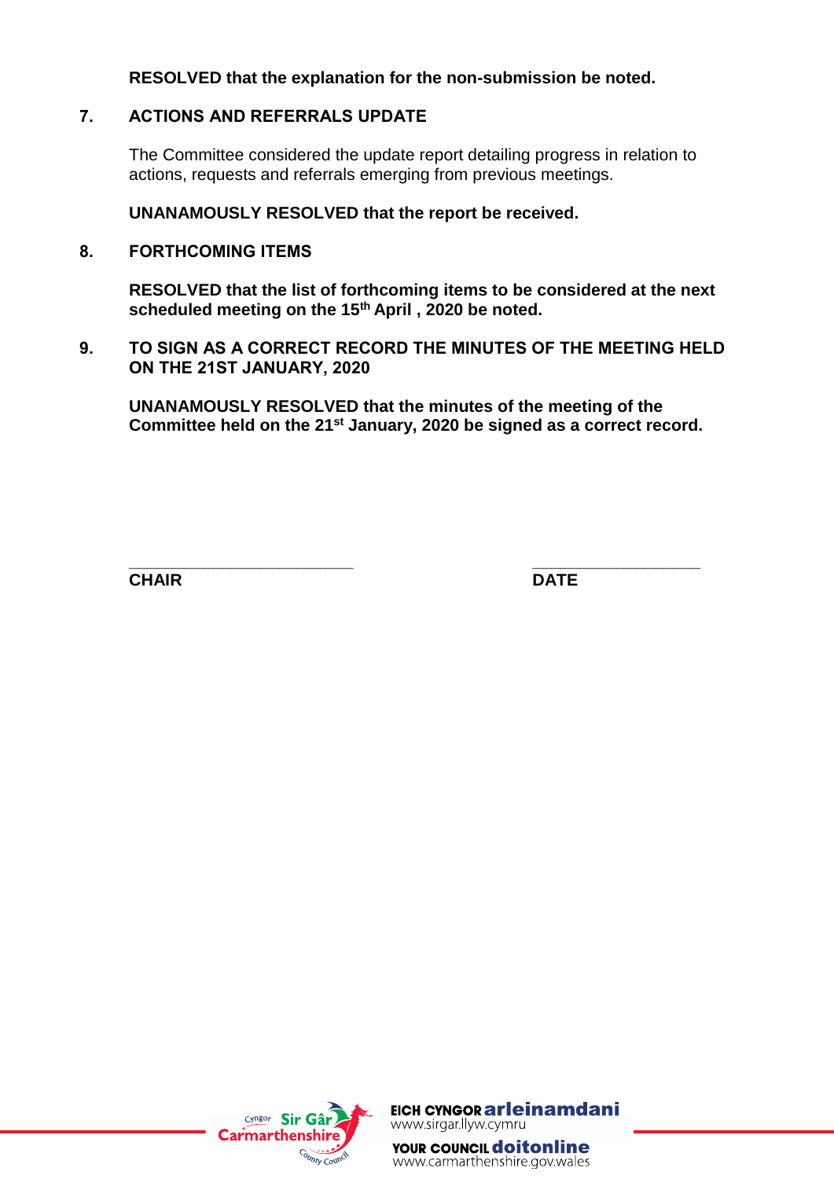**RESOLVED that the explanation for the non-submission be noted.**

## 7. ACTIONS AND REFERRALS UPDATE

The Committee considered the update report detailing progress in relation to actions, requests and referrals emerging from previous meetings.

**UNANAMOUSLY RESOLVED that the report be received.**

## 8. FORTHCOMING ITEMS

**RESOLVED that the list of forthcoming items to be considered at the next scheduled meeting on the 15th April , 2020 be noted.**

## 9. TO SIGN AS A CORRECT RECORD THE MINUTES OF THE MEETING HELD ON THE 21ST JANUARY, 2020

**UNANAMOUSLY RESOLVED that the minutes of the meeting of the Committee held on the 21st January, 2020 be signed as a correct record.**

\_\_\_\_\_\_\_\_\_\_\_\_\_\_\_\_\_\_\_\_\_\_\_\_\_\_\_ \_\_\_\_\_\_\_\_\_\_\_\_\_\_\_\_\_\_\_\_

**CHAIR** **DATE**